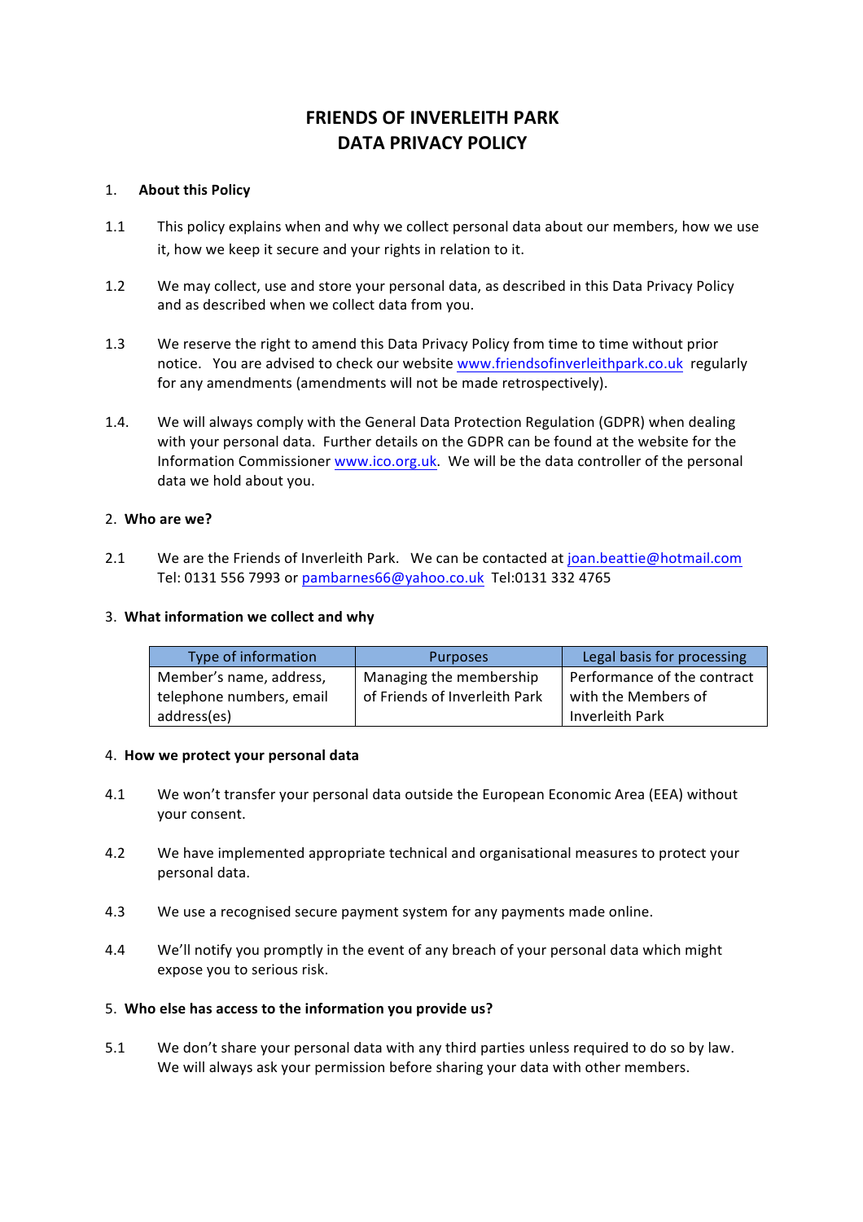# FRIENDS OF INVERLEITH PARK
# DATA PRIVACY POLICY

## 1. About this Policy

1.1 This policy explains when and why we collect personal data about our members, how we use it, how we keep it secure and your rights in relation to it.

1.2 We may collect, use and store your personal data, as described in this Data Privacy Policy and as described when we collect data from you.

1.3 We reserve the right to amend this Data Privacy Policy from time to time without prior notice. You are advised to check our website www.friendsofinverleithpark.co.uk regularly for any amendments (amendments will not be made retrospectively).

1.4. We will always comply with the General Data Protection Regulation (GDPR) when dealing with your personal data. Further details on the GDPR can be found at the website for the Information Commissioner www.ico.org.uk. We will be the data controller of the personal data we hold about you.

## 2. Who are we?

2.1 We are the Friends of Inverleith Park. We can be contacted at joan.beattie@hotmail.com Tel: 0131 556 7993 or pambarnes66@yahoo.co.uk Tel:0131 332 4765

## 3. What information we collect and why

| Type of information | Purposes | Legal basis for processing |
|---|---|---|
| Member's name, address, telephone numbers, email address(es) | Managing the membership of Friends of Inverleith Park | Performance of the contract with the Members of Inverleith Park |

## 4. How we protect your personal data

4.1 We won't transfer your personal data outside the European Economic Area (EEA) without your consent.

4.2 We have implemented appropriate technical and organisational measures to protect your personal data.

4.3 We use a recognised secure payment system for any payments made online.

4.4 We'll notify you promptly in the event of any breach of your personal data which might expose you to serious risk.

## 5. Who else has access to the information you provide us?

5.1 We don't share your personal data with any third parties unless required to do so by law. We will always ask your permission before sharing your data with other members.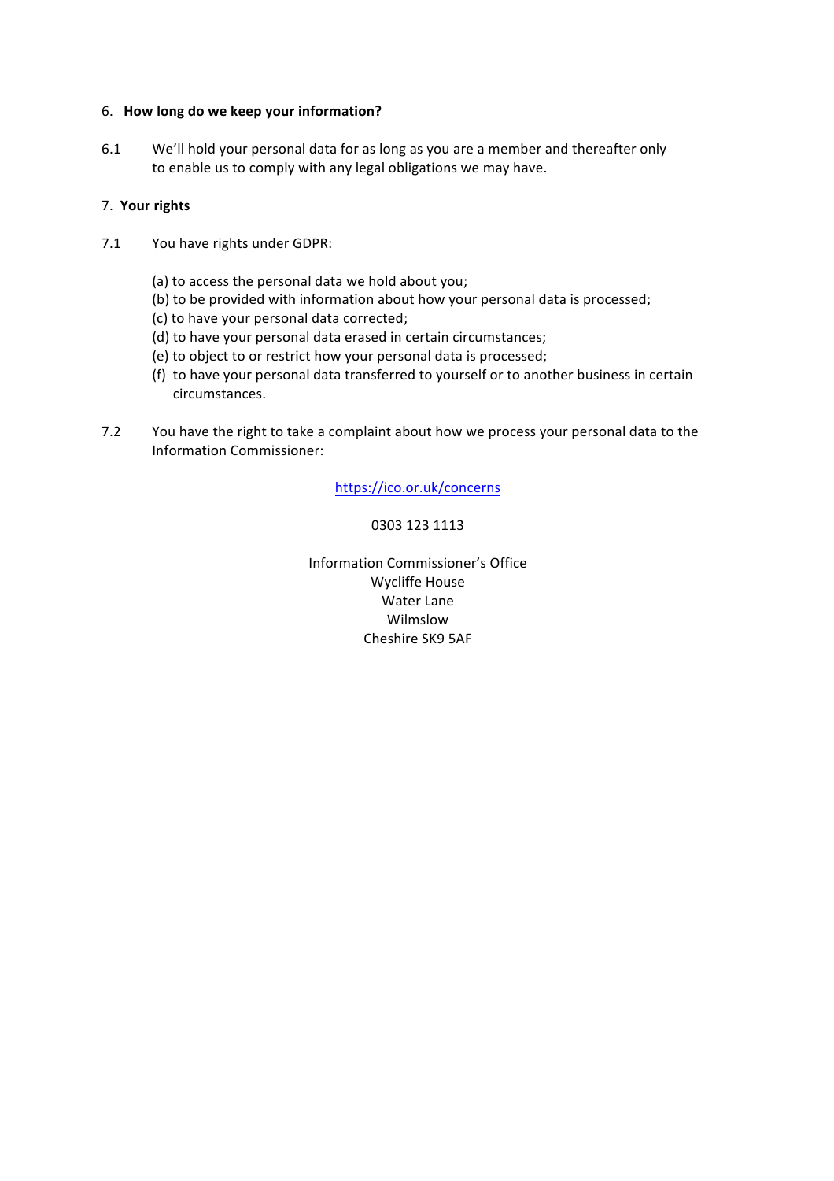## 6. How long do we keep your information?

6.1 We'll hold your personal data for as long as you are a member and thereafter only to enable us to comply with any legal obligations we may have.

## 7. Your rights

7.1 You have rights under GDPR:

(a) to access the personal data we hold about you;
(b) to be provided with information about how your personal data is processed;
(c) to have your personal data corrected;
(d) to have your personal data erased in certain circumstances;
(e) to object to or restrict how your personal data is processed;
(f) to have your personal data transferred to yourself or to another business in certain circumstances.

7.2 You have the right to take a complaint about how we process your personal data to the Information Commissioner:

https://ico.or.uk/concerns

0303 123 1113

Information Commissioner's Office
Wycliffe House
Water Lane
Wilmslow
Cheshire SK9 5AF